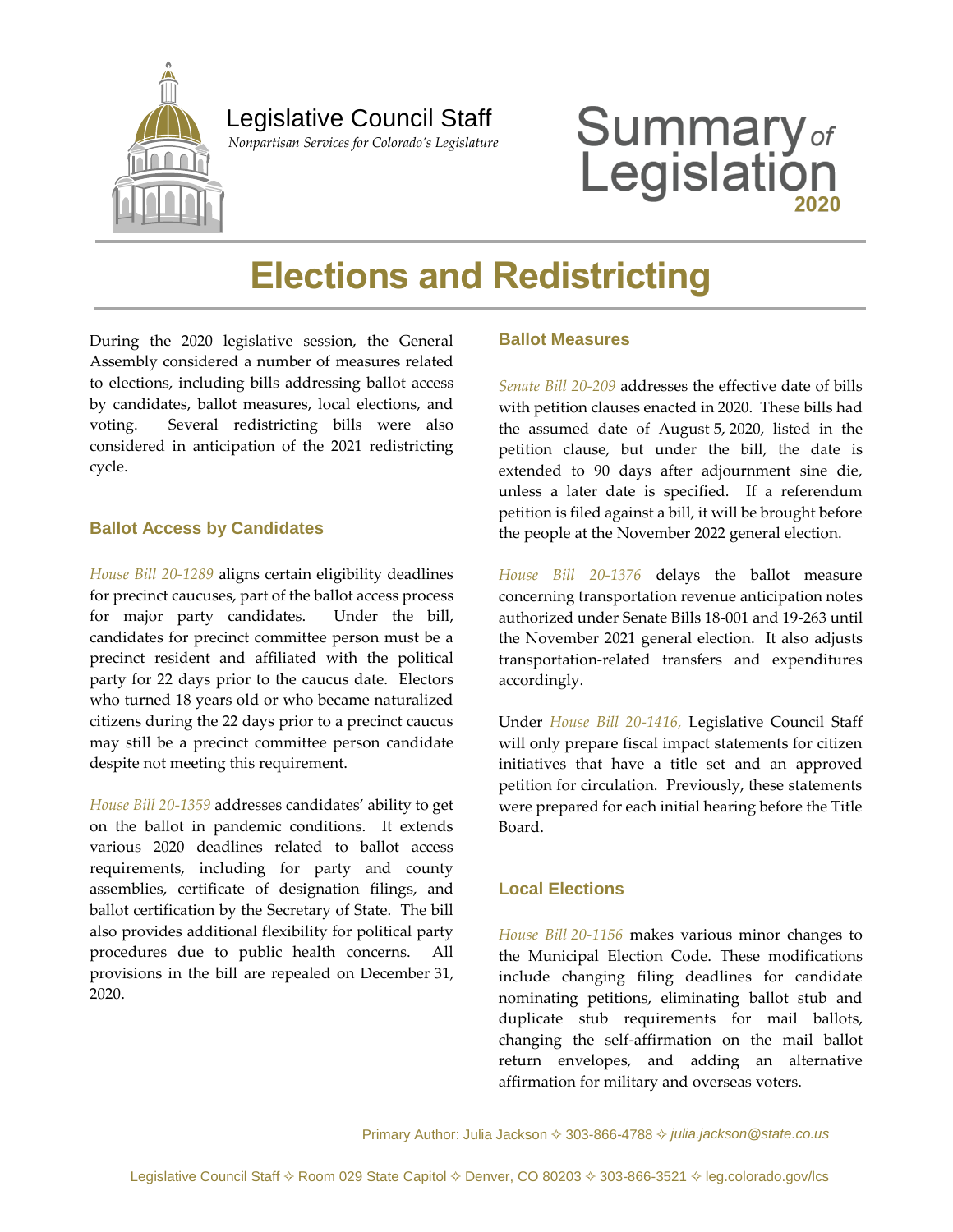Legislative Council Staff

*Nonpartisan Services for Colorado's Legislature*

Summary of Legislation 2020

# Elections and Redistricting

During the 2020 legislative session, the General Assembly considered a number of measures related to elections, including bills addressing ballot access by candidates, ballot measures, local elections, and voting. Several redistricting bills were also considered in anticipation of the 2021 redistricting cycle.

## Ballot Access by Candidates

*House Bill 20-1289* aligns certain eligibility deadlines for precinct caucuses, part of the ballot access process for major party candidates. Under the bill, candidates for precinct committee person must be a precinct resident and affiliated with the political party for 22 days prior to the caucus date. Electors who turned 18 years old or who became naturalized citizens during the 22 days prior to a precinct caucus may still be a precinct committee person candidate despite not meeting this requirement.

*House Bill 20-1359* addresses candidates' ability to get on the ballot in pandemic conditions. It extends various 2020 deadlines related to ballot access requirements, including for party and county assemblies, certificate of designation filings, and ballot certification by the Secretary of State. The bill also provides additional flexibility for political party procedures due to public health concerns. All provisions in the bill are repealed on December 31, 2020.

## Ballot Measures

*Senate Bill 20-209* addresses the effective date of bills with petition clauses enacted in 2020. These bills had the assumed date of August 5, 2020, listed in the petition clause, but under the bill, the date is extended to 90 days after adjournment sine die, unless a later date is specified. If a referendum petition is filed against a bill, it will be brought before the people at the November 2022 general election.

*House Bill 20-1376* delays the ballot measure concerning transportation revenue anticipation notes authorized under Senate Bills 18-001 and 19-263 until the November 2021 general election. It also adjusts transportation-related transfers and expenditures accordingly.

Under *House Bill 20-1416,* Legislative Council Staff will only prepare fiscal impact statements for citizen initiatives that have a title set and an approved petition for circulation. Previously, these statements were prepared for each initial hearing before the Title Board.

## Local Elections

*House Bill 20-1156* makes various minor changes to the Municipal Election Code. These modifications include changing filing deadlines for candidate nominating petitions, eliminating ballot stub and duplicate stub requirements for mail ballots, changing the self-affirmation on the mail ballot return envelopes, and adding an alternative affirmation for military and overseas voters.

Primary Author: Julia Jackson ✧ 303-866-4788 ✧ *julia.jackson@state.co.us*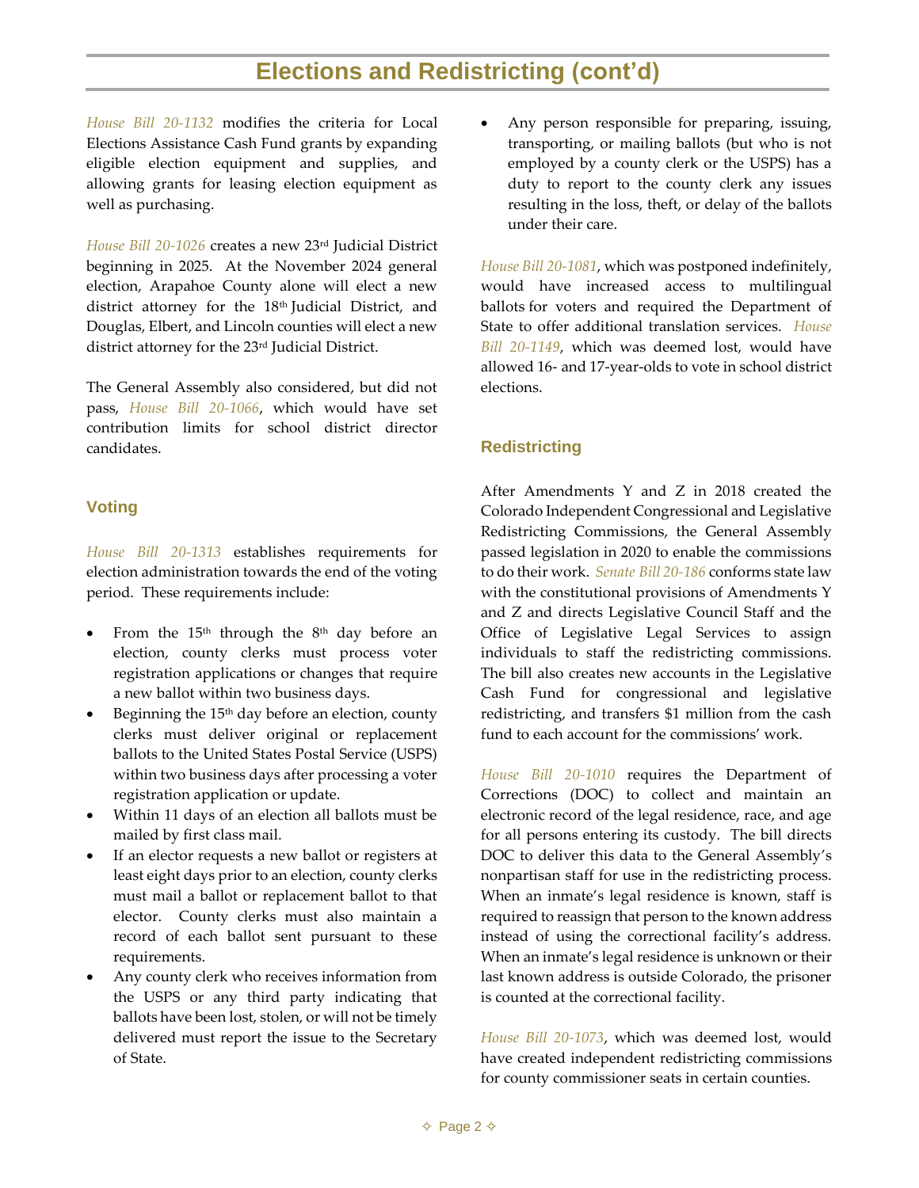# Elections and Redistricting (cont'd)

*House Bill 20-1132* modifies the criteria for Local Elections Assistance Cash Fund grants by expanding eligible election equipment and supplies, and allowing grants for leasing election equipment as well as purchasing.

*House Bill 20-1026* creates a new 23rd Judicial District beginning in 2025. At the November 2024 general election, Arapahoe County alone will elect a new district attorney for the 18th Judicial District, and Douglas, Elbert, and Lincoln counties will elect a new district attorney for the 23rd Judicial District.

The General Assembly also considered, but did not pass, *House Bill 20-1066*, which would have set contribution limits for school district director candidates.

## Voting

*House Bill 20-1313* establishes requirements for election administration towards the end of the voting period. These requirements include:

- From the 15th through the 8th day before an election, county clerks must process voter registration applications or changes that require a new ballot within two business days.
- Beginning the 15th day before an election, county clerks must deliver original or replacement ballots to the United States Postal Service (USPS) within two business days after processing a voter registration application or update.
- Within 11 days of an election all ballots must be mailed by first class mail.
- If an elector requests a new ballot or registers at least eight days prior to an election, county clerks must mail a ballot or replacement ballot to that elector. County clerks must also maintain a record of each ballot sent pursuant to these requirements.
- Any county clerk who receives information from the USPS or any third party indicating that ballots have been lost, stolen, or will not be timely delivered must report the issue to the Secretary of State.
- Any person responsible for preparing, issuing, transporting, or mailing ballots (but who is not employed by a county clerk or the USPS) has a duty to report to the county clerk any issues resulting in the loss, theft, or delay of the ballots under their care.

*House Bill 20-1081*, which was postponed indefinitely, would have increased access to multilingual ballots for voters and required the Department of State to offer additional translation services. *House Bill 20-1149*, which was deemed lost, would have allowed 16- and 17-year-olds to vote in school district elections.

## Redistricting

After Amendments Y and Z in 2018 created the Colorado Independent Congressional and Legislative Redistricting Commissions, the General Assembly passed legislation in 2020 to enable the commissions to do their work. *Senate Bill 20-186* conforms state law with the constitutional provisions of Amendments Y and Z and directs Legislative Council Staff and the Office of Legislative Legal Services to assign individuals to staff the redistricting commissions. The bill also creates new accounts in the Legislative Cash Fund for congressional and legislative redistricting, and transfers $1 million from the cash fund to each account for the commissions' work.

*House Bill 20-1010* requires the Department of Corrections (DOC) to collect and maintain an electronic record of the legal residence, race, and age for all persons entering its custody. The bill directs DOC to deliver this data to the General Assembly's nonpartisan staff for use in the redistricting process. When an inmate's legal residence is known, staff is required to reassign that person to the known address instead of using the correctional facility's address. When an inmate's legal residence is unknown or their last known address is outside Colorado, the prisoner is counted at the correctional facility.

*House Bill 20-1073*, which was deemed lost, would have created independent redistricting commissions for county commissioner seats in certain counties.